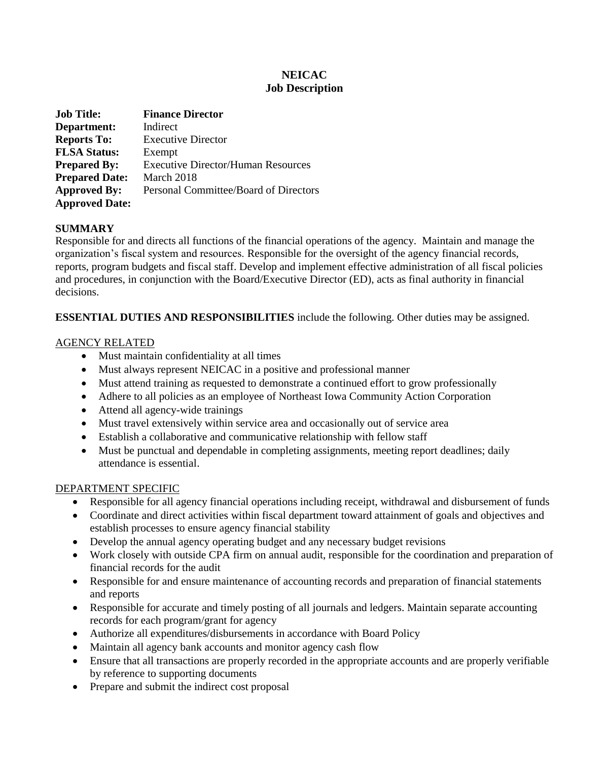**NEICAC**
**Job Description**

**Job Title:** **Finance Director**
**Department:** Indirect
**Reports To:** Executive Director
**FLSA Status:** Exempt
**Prepared By:** Executive Director/Human Resources
**Prepared Date:** March 2018
**Approved By:** Personal Committee/Board of Directors
**Approved Date:**

**SUMMARY**

Responsible for and directs all functions of the financial operations of the agency. Maintain and manage the organization's fiscal system and resources. Responsible for the oversight of the agency financial records, reports, program budgets and fiscal staff. Develop and implement effective administration of all fiscal policies and procedures, in conjunction with the Board/Executive Director (ED), acts as final authority in financial decisions.

**ESSENTIAL DUTIES AND RESPONSIBILITIES** include the following. Other duties may be assigned.

<u>AGENCY RELATED</u>

- Must maintain confidentiality at all times
- Must always represent NEICAC in a positive and professional manner
- Must attend training as requested to demonstrate a continued effort to grow professionally
- Adhere to all policies as an employee of Northeast Iowa Community Action Corporation
- Attend all agency-wide trainings
- Must travel extensively within service area and occasionally out of service area
- Establish a collaborative and communicative relationship with fellow staff
- Must be punctual and dependable in completing assignments, meeting report deadlines; daily attendance is essential.

<u>DEPARTMENT SPECIFIC</u>

- Responsible for all agency financial operations including receipt, withdrawal and disbursement of funds
- Coordinate and direct activities within fiscal department toward attainment of goals and objectives and establish processes to ensure agency financial stability
- Develop the annual agency operating budget and any necessary budget revisions
- Work closely with outside CPA firm on annual audit, responsible for the coordination and preparation of financial records for the audit
- Responsible for and ensure maintenance of accounting records and preparation of financial statements and reports
- Responsible for accurate and timely posting of all journals and ledgers. Maintain separate accounting records for each program/grant for agency
- Authorize all expenditures/disbursements in accordance with Board Policy
- Maintain all agency bank accounts and monitor agency cash flow
- Ensure that all transactions are properly recorded in the appropriate accounts and are properly verifiable by reference to supporting documents
- Prepare and submit the indirect cost proposal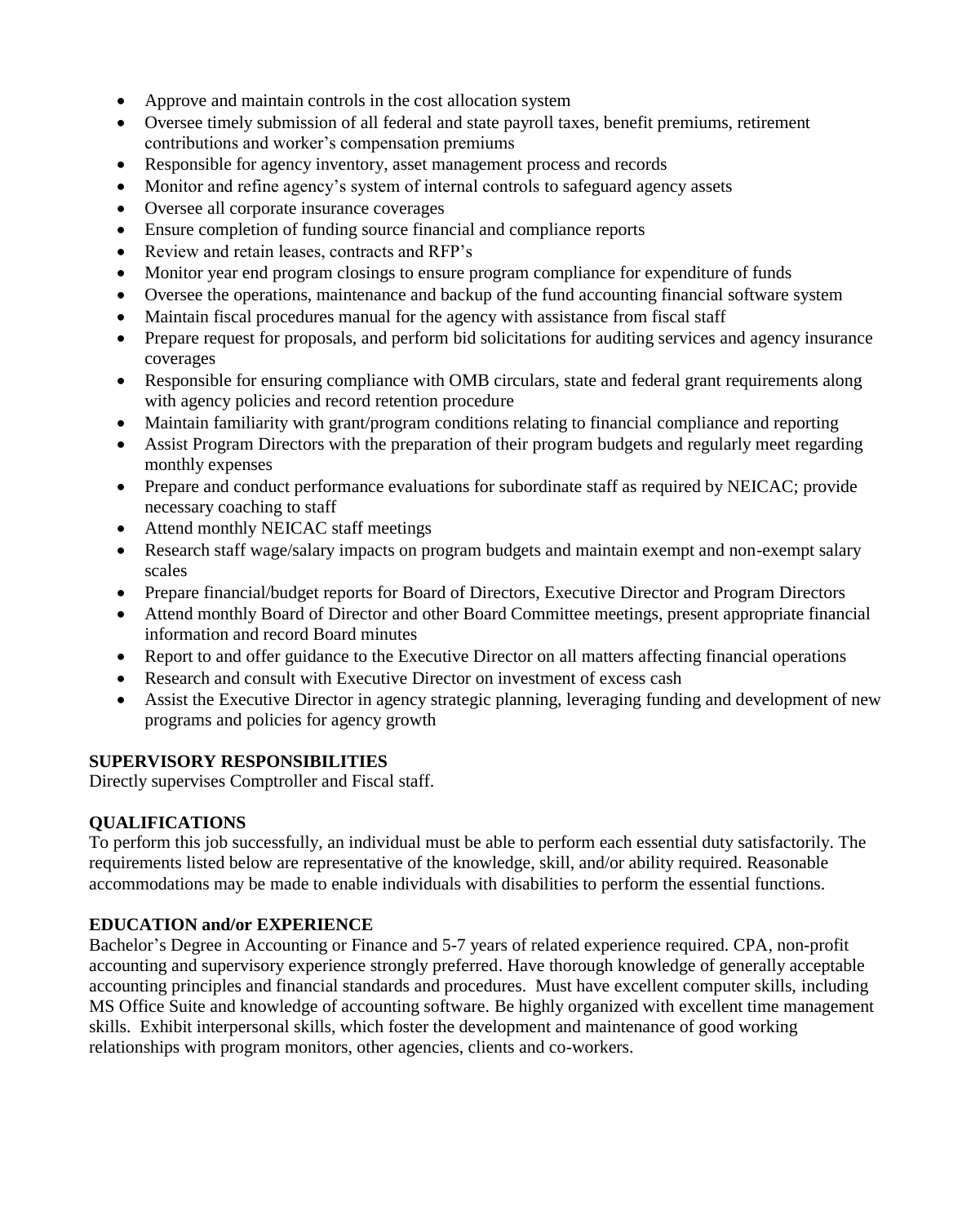- Approve and maintain controls in the cost allocation system
- Oversee timely submission of all federal and state payroll taxes, benefit premiums, retirement contributions and worker's compensation premiums
- Responsible for agency inventory, asset management process and records
- Monitor and refine agency's system of internal controls to safeguard agency assets
- Oversee all corporate insurance coverages
- Ensure completion of funding source financial and compliance reports
- Review and retain leases, contracts and RFP's
- Monitor year end program closings to ensure program compliance for expenditure of funds
- Oversee the operations, maintenance and backup of the fund accounting financial software system
- Maintain fiscal procedures manual for the agency with assistance from fiscal staff
- Prepare request for proposals, and perform bid solicitations for auditing services and agency insurance coverages
- Responsible for ensuring compliance with OMB circulars, state and federal grant requirements along with agency policies and record retention procedure
- Maintain familiarity with grant/program conditions relating to financial compliance and reporting
- Assist Program Directors with the preparation of their program budgets and regularly meet regarding monthly expenses
- Prepare and conduct performance evaluations for subordinate staff as required by NEICAC; provide necessary coaching to staff
- Attend monthly NEICAC staff meetings
- Research staff wage/salary impacts on program budgets and maintain exempt and non-exempt salary scales
- Prepare financial/budget reports for Board of Directors, Executive Director and Program Directors
- Attend monthly Board of Director and other Board Committee meetings, present appropriate financial information and record Board minutes
- Report to and offer guidance to the Executive Director on all matters affecting financial operations
- Research and consult with Executive Director on investment of excess cash
- Assist the Executive Director in agency strategic planning, leveraging funding and development of new programs and policies for agency growth

**SUPERVISORY RESPONSIBILITIES**

Directly supervises Comptroller and Fiscal staff.

**QUALIFICATIONS**

To perform this job successfully, an individual must be able to perform each essential duty satisfactorily. The requirements listed below are representative of the knowledge, skill, and/or ability required. Reasonable accommodations may be made to enable individuals with disabilities to perform the essential functions.

**EDUCATION and/or EXPERIENCE**

Bachelor's Degree in Accounting or Finance and 5-7 years of related experience required. CPA, non-profit accounting and supervisory experience strongly preferred. Have thorough knowledge of generally acceptable accounting principles and financial standards and procedures. Must have excellent computer skills, including MS Office Suite and knowledge of accounting software. Be highly organized with excellent time management skills. Exhibit interpersonal skills, which foster the development and maintenance of good working relationships with program monitors, other agencies, clients and co-workers.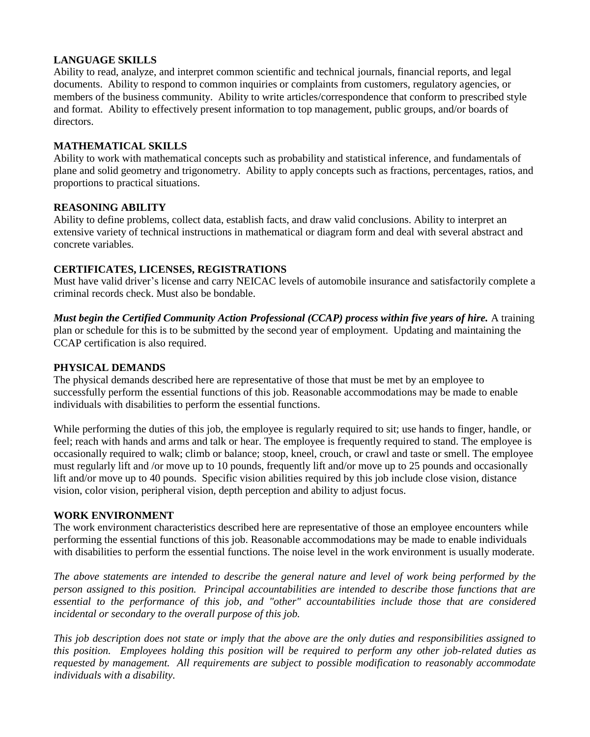**LANGUAGE SKILLS**

Ability to read, analyze, and interpret common scientific and technical journals, financial reports, and legal documents. Ability to respond to common inquiries or complaints from customers, regulatory agencies, or members of the business community. Ability to write articles/correspondence that conform to prescribed style and format. Ability to effectively present information to top management, public groups, and/or boards of directors.

**MATHEMATICAL SKILLS**

Ability to work with mathematical concepts such as probability and statistical inference, and fundamentals of plane and solid geometry and trigonometry. Ability to apply concepts such as fractions, percentages, ratios, and proportions to practical situations.

**REASONING ABILITY**

Ability to define problems, collect data, establish facts, and draw valid conclusions. Ability to interpret an extensive variety of technical instructions in mathematical or diagram form and deal with several abstract and concrete variables.

**CERTIFICATES, LICENSES, REGISTRATIONS**

Must have valid driver's license and carry NEICAC levels of automobile insurance and satisfactorily complete a criminal records check. Must also be bondable.

***Must begin the Certified Community Action Professional (CCAP) process within five years of hire.*** A training plan or schedule for this is to be submitted by the second year of employment. Updating and maintaining the CCAP certification is also required.

**PHYSICAL DEMANDS**

The physical demands described here are representative of those that must be met by an employee to successfully perform the essential functions of this job. Reasonable accommodations may be made to enable individuals with disabilities to perform the essential functions.

While performing the duties of this job, the employee is regularly required to sit; use hands to finger, handle, or feel; reach with hands and arms and talk or hear. The employee is frequently required to stand. The employee is occasionally required to walk; climb or balance; stoop, kneel, crouch, or crawl and taste or smell. The employee must regularly lift and /or move up to 10 pounds, frequently lift and/or move up to 25 pounds and occasionally lift and/or move up to 40 pounds. Specific vision abilities required by this job include close vision, distance vision, color vision, peripheral vision, depth perception and ability to adjust focus.

**WORK ENVIRONMENT**

The work environment characteristics described here are representative of those an employee encounters while performing the essential functions of this job. Reasonable accommodations may be made to enable individuals with disabilities to perform the essential functions. The noise level in the work environment is usually moderate.

*The above statements are intended to describe the general nature and level of work being performed by the person assigned to this position. Principal accountabilities are intended to describe those functions that are essential to the performance of this job, and "other" accountabilities include those that are considered incidental or secondary to the overall purpose of this job.*

*This job description does not state or imply that the above are the only duties and responsibilities assigned to this position. Employees holding this position will be required to perform any other job-related duties as requested by management. All requirements are subject to possible modification to reasonably accommodate individuals with a disability.*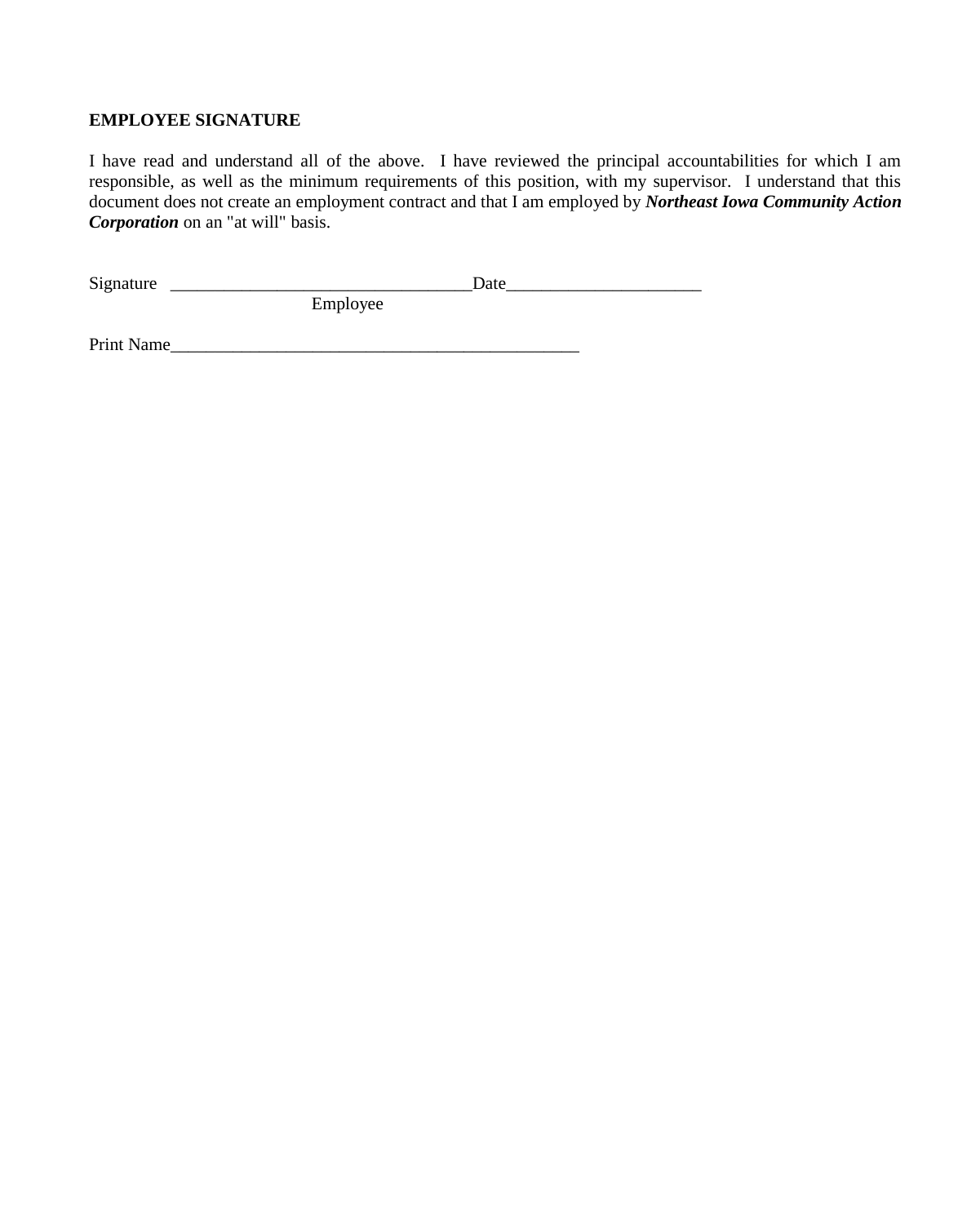**EMPLOYEE SIGNATURE**

I have read and understand all of the above. I have reviewed the principal accountabilities for which I am responsible, as well as the minimum requirements of this position, with my supervisor. I understand that this document does not create an employment contract and that I am employed by ***Northeast Iowa Community Action Corporation*** on an "at will" basis.

Signature ___________________________________Date______________________
Employee

Print Name_______________________________________________